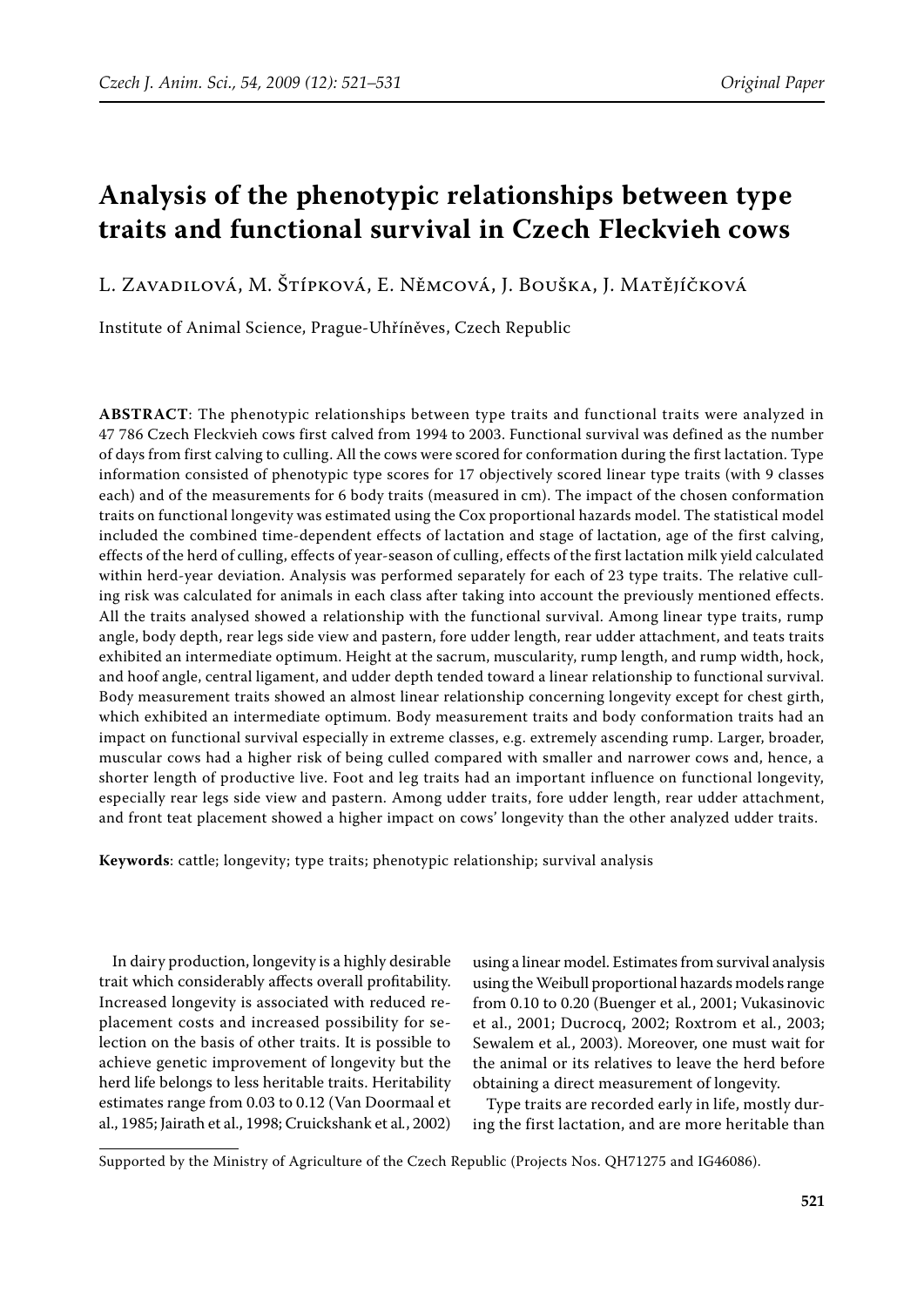# Analysis of the phenotypic relationships between type traits and functional survival in Czech Fleckvieh cows

L. Zavadilová, M. Štípková, E. Němcová, J. Bouška, J. Matějíčková

Institute of Animal Science, Prague-Uhříněves, Czech Republic

**ABSTRACT**: The phenotypic relationships between type traits and functional traits were analyzed in 47 786 Czech Fleckvieh cows first calved from 1994 to 2003. Functional survival was defined as the number of days from first calving to culling. All the cows were scored for conformation during the first lactation. Type information consisted of phenotypic type scores for 17 objectively scored linear type traits (with 9 classes each) and of the measurements for 6 body traits (measured in cm). The impact of the chosen conformation traits on functional longevity was estimated using the Cox proportional hazards model. The statistical model included the combined time-dependent effects of lactation and stage of lactation, age of the first calving, effects of the herd of culling, effects of year-season of culling, effects of the first lactation milk yield calculated within herd-year deviation. Analysis was performed separately for each of 23 type traits. The relative culling risk was calculated for animals in each class after taking into account the previously mentioned effects. All the traits analysed showed a relationship with the functional survival. Among linear type traits, rump angle, body depth, rear legs side view and pastern, fore udder length, rear udder attachment, and teats traits exhibited an intermediate optimum. Height at the sacrum, muscularity, rump length, and rump width, hock, and hoof angle, central ligament, and udder depth tended toward a linear relationship to functional survival. Body measurement traits showed an almost linear relationship concerning longevity except for chest girth, which exhibited an intermediate optimum. Body measurement traits and body conformation traits had an impact on functional survival especially in extreme classes, e.g. extremely ascending rump. Larger, broader, muscular cows had a higher risk of being culled compared with smaller and narrower cows and, hence, a shorter length of productive live. Foot and leg traits had an important influence on functional longevity, especially rear legs side view and pastern. Among udder traits, fore udder length, rear udder attachment, and front teat placement showed a higher impact on cows' longevity than the other analyzed udder traits.

**Keywords**: cattle; longevity; type traits; phenotypic relationship; survival analysis

In dairy production, longevity is a highly desirable trait which considerably affects overall profitability. Increased longevity is associated with reduced replacement costs and increased possibility for selection on the basis of other traits. It is possible to achieve genetic improvement of longevity but the herd life belongs to less heritable traits. Heritability estimates range from 0.03 to 0.12 (Van Doormaal et al., 1985; Jairath et al., 1998; Cruickshank et al., 2002) using a linear model. Estimates from survival analysis using the Weibull proportional hazards models range from 0.10 to 0.20 (Buenger et al., 2001; Vukasinovic et al., 2001; Ducrocq, 2002; Roxtrom et al., 2003; Sewalem et al., 2003). Moreover, one must wait for the animal or its relatives to leave the herd before obtaining a direct measurement of longevity.

Type traits are recorded early in life, mostly during the first lactation, and are more heritable than

Supported by the Ministry of Agriculture of the Czech Republic (Projects Nos. QH71275 and IG46086).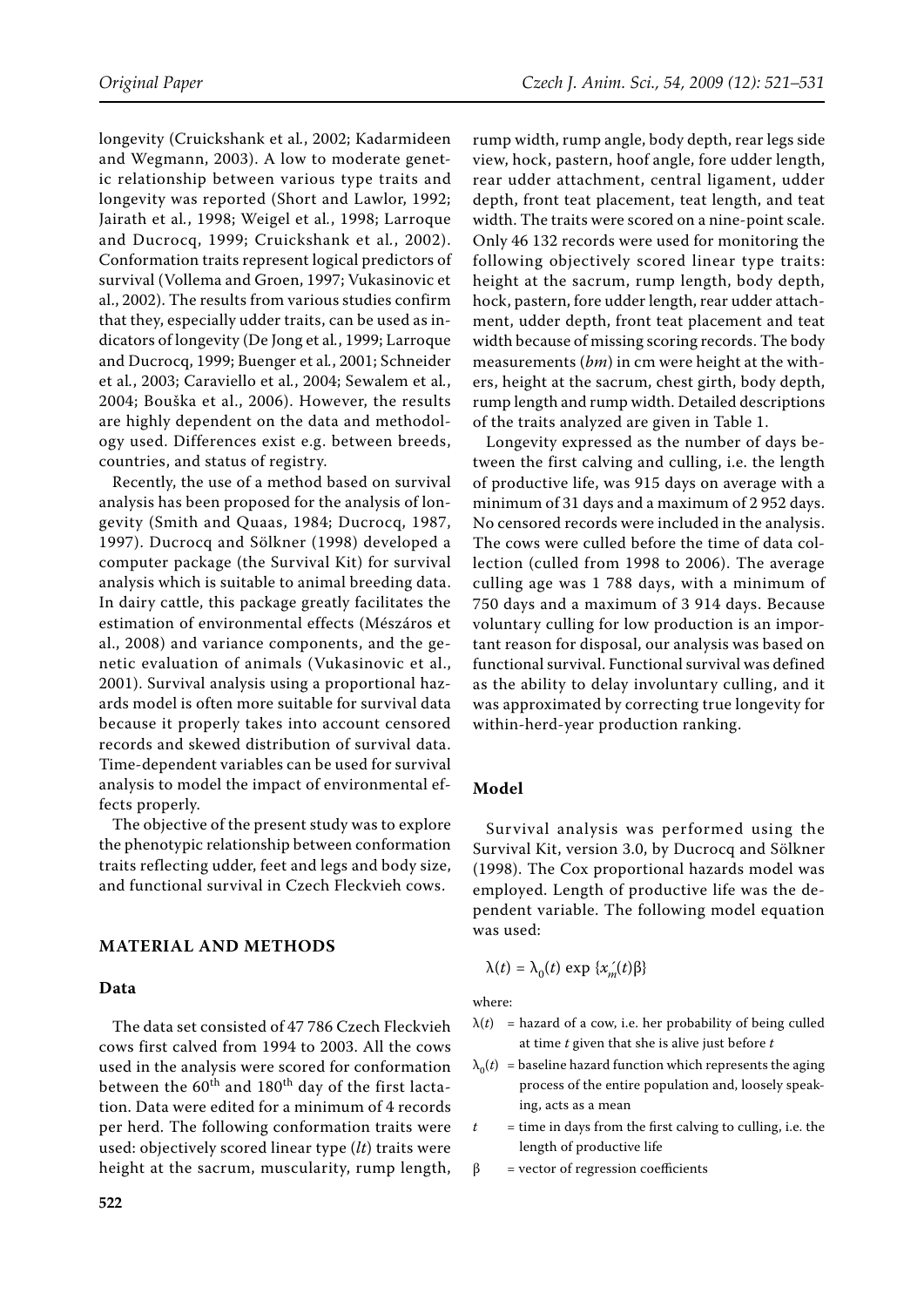longevity (Cruickshank et al., 2002; Kadarmideen and Wegmann, 2003). A low to moderate genetic relationship between various type traits and longevity was reported (Short and Lawlor, 1992; Jairath et al., 1998; Weigel et al., 1998; Larroque and Ducrocq, 1999; Cruickshank et al., 2002). Conformation traits represent logical predictors of survival (Vollema and Groen, 1997; Vukasinovic et al., 2002). The results from various studies confirm that they, especially udder traits, can be used as indicators of longevity (De Jong et al., 1999; Larroque and Ducrocq, 1999; Buenger et al., 2001; Schneider et al., 2003; Caraviello et al., 2004; Sewalem et al., 2004; Bouška et al., 2006). However, the results are highly dependent on the data and methodology used. Differences exist e.g. between breeds, countries, and status of registry.

Recently, the use of a method based on survival analysis has been proposed for the analysis of longevity (Smith and Quaas, 1984; Ducrocq, 1987, 1997). Ducrocq and Sölkner (1998) developed a computer package (the Survival Kit) for survival analysis which is suitable to animal breeding data. In dairy cattle, this package greatly facilitates the estimation of environmental effects (Mészáros et al., 2008) and variance components, and the genetic evaluation of animals (Vukasinovic et al., 2001). Survival analysis using a proportional hazards model is often more suitable for survival data because it properly takes into account censored records and skewed distribution of survival data. Time-dependent variables can be used for survival analysis to model the impact of environmental effects properly.

The objective of the present study was to explore the phenotypic relationship between conformation traits reflecting udder, feet and legs and body size, and functional survival in Czech Fleckvieh cows.

## MATERIAL AND METHODS

### Data

The data set consisted of 47 786 Czech Fleckvieh cows first calved from 1994 to 2003. All the cows used in the analysis were scored for conformation between the 60[th] and 180[th] day of the first lactation. Data were edited for a minimum of 4 records per herd. The following conformation traits were used: objectively scored linear type (*lt*) traits were height at the sacrum, muscularity, rump length, rump width, rump angle, body depth, rear legs side view, hock, pastern, hoof angle, fore udder length, rear udder attachment, central ligament, udder depth, front teat placement, teat length, and teat width. The traits were scored on a nine-point scale. Only 46 132 records were used for monitoring the following objectively scored linear type traits: height at the sacrum, rump length, body depth, hock, pastern, fore udder length, rear udder attachment, udder depth, front teat placement and teat width because of missing scoring records. The body measurements (*bm*) in cm were height at the withers, height at the sacrum, chest girth, body depth, rump length and rump width. Detailed descriptions of the traits analyzed are given in Table 1.

Longevity expressed as the number of days between the first calving and culling, i.e. the length of productive life, was 915 days on average with a minimum of 31 days and a maximum of 2 952 days. No censored records were included in the analysis. The cows were culled before the time of data collection (culled from 1998 to 2006). The average culling age was 1 788 days, with a minimum of 750 days and a maximum of 3 914 days. Because voluntary culling for low production is an important reason for disposal, our analysis was based on functional survival. Functional survival was defined as the ability to delay involuntary culling, and it was approximated by correcting true longevity for within-herd-year production ranking.

### Model

Survival analysis was performed using the Survival Kit, version 3.0, by Ducrocq and Sölkner (1998). The Cox proportional hazards model was employed. Length of productive life was the dependent variable. The following model equation was used:

$$\lambda(t) = \lambda_0(t) \exp \{x_m'(t)\beta\}$$

where:

$\lambda(t)$ = hazard of a cow, i.e. her probability of being culled at time $t$ given that she is alive just before $t$

$\lambda_0(t)$ = baseline hazard function which represents the aging process of the entire population and, loosely speaking, acts as a mean

$t$ = time in days from the first calving to culling, i.e. the length of productive life

$\beta$ = vector of regression coefficients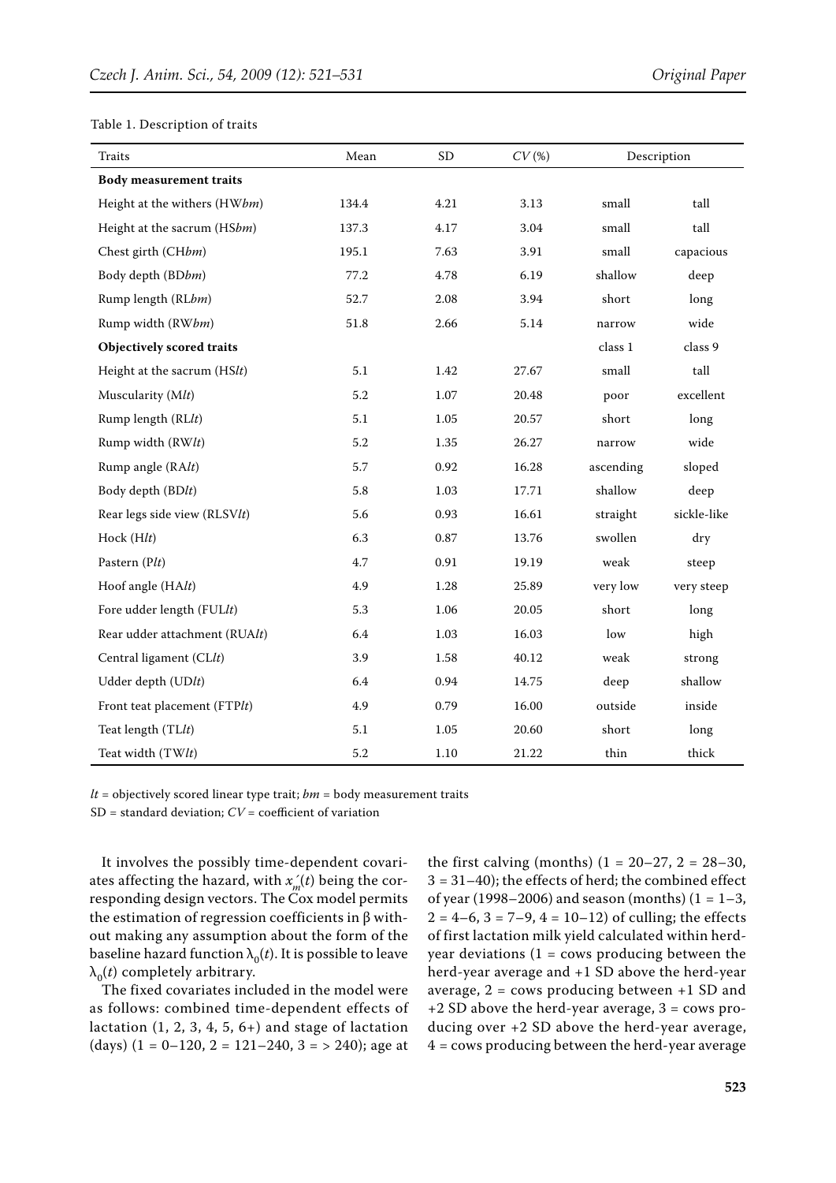Table 1. Description of traits

| Traits | Mean | SD | $CV$ (%) | Description | |
|---|---|---|---|---|---|
| **Body measurement traits** | | | | | |
| Height at the withers (HW*bm*) | 134.4 | 4.21 | 3.13 | small | tall |
| Height at the sacrum (HS*bm*) | 137.3 | 4.17 | 3.04 | small | tall |
| Chest girth (CH*bm*) | 195.1 | 7.63 | 3.91 | small | capacious |
| Body depth (BD*bm*) | 77.2 | 4.78 | 6.19 | shallow | deep |
| Rump length (RL*bm*) | 52.7 | 2.08 | 3.94 | short | long |
| Rump width (RW*bm*) | 51.8 | 2.66 | 5.14 | narrow | wide |
| **Objectively scored traits** | | | | class 1 | class 9 |
| Height at the sacrum (HS*lt*) | 5.1 | 1.42 | 27.67 | small | tall |
| Muscularity (M*lt*) | 5.2 | 1.07 | 20.48 | poor | excellent |
| Rump length (RL*lt*) | 5.1 | 1.05 | 20.57 | short | long |
| Rump width (RW*lt*) | 5.2 | 1.35 | 26.27 | narrow | wide |
| Rump angle (RA*lt*) | 5.7 | 0.92 | 16.28 | ascending | sloped |
| Body depth (BD*lt*) | 5.8 | 1.03 | 17.71 | shallow | deep |
| Rear legs side view (RLSV*lt*) | 5.6 | 0.93 | 16.61 | straight | sickle-like |
| Hock (H*lt*) | 6.3 | 0.87 | 13.76 | swollen | dry |
| Pastern (P*lt*) | 4.7 | 0.91 | 19.19 | weak | steep |
| Hoof angle (HA*lt*) | 4.9 | 1.28 | 25.89 | very low | very steep |
| Fore udder length (FUL*lt*) | 5.3 | 1.06 | 20.05 | short | long |
| Rear udder attachment (RUA*lt*) | 6.4 | 1.03 | 16.03 | low | high |
| Central ligament (CL*lt*) | 3.9 | 1.58 | 40.12 | weak | strong |
| Udder depth (UD*lt*) | 6.4 | 0.94 | 14.75 | deep | shallow |
| Front teat placement (FTP*lt*) | 4.9 | 0.79 | 16.00 | outside | inside |
| Teat length (TL*lt*) | 5.1 | 1.05 | 20.60 | short | long |
| Teat width (TW*lt*) | 5.2 | 1.10 | 21.22 | thin | thick |

*lt* = objectively scored linear type trait; *bm* = body measurement traits

SD = standard deviation; $CV$ = coefficient of variation

It involves the possibly time-dependent covariates affecting the hazard, with $x_m'(t)$ being the corresponding design vectors. The Cox model permits the estimation of regression coefficients in β without making any assumption about the form of the baseline hazard function $\lambda_0(t)$. It is possible to leave $\lambda_0(t)$ completely arbitrary.

The fixed covariates included in the model were as follows: combined time-dependent effects of lactation (1, 2, 3, 4, 5, 6+) and stage of lactation (days) (1 = 0–120, 2 = 121–240, 3 = > 240); age at the first calving (months) (1 = 20–27, 2 = 28–30, 3 = 31–40); the effects of herd; the combined effect of year (1998–2006) and season (months) (1 = 1–3, 2 = 4–6, 3 = 7–9, 4 = 10–12) of culling; the effects of first lactation milk yield calculated within herd-year deviations (1 = cows producing between the herd-year average and +1 SD above the herd-year average, 2 = cows producing between +1 SD and +2 SD above the herd-year average, 3 = cows producing over +2 SD above the herd-year average, 4 = cows producing between the herd-year average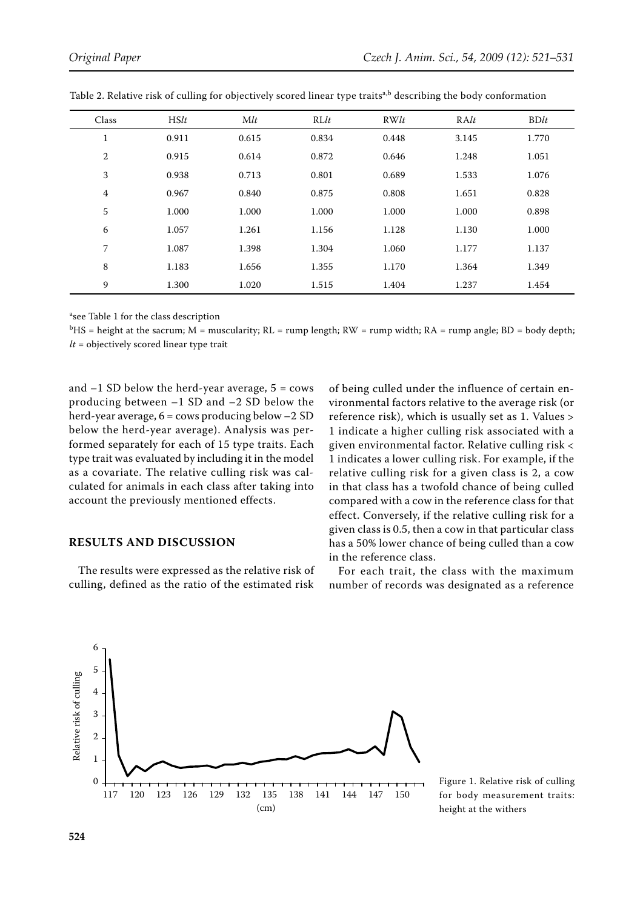Table 2. Relative risk of culling for objectively scored linear type traits[a,b] describing the body conformation

| Class | HS*lt* | M*lt* | RL*lt* | RW*lt* | RA*lt* | BD*lt* |
|---|---|---|---|---|---|---|
| 1 | 0.911 | 0.615 | 0.834 | 0.448 | 3.145 | 1.770 |
| 2 | 0.915 | 0.614 | 0.872 | 0.646 | 1.248 | 1.051 |
| 3 | 0.938 | 0.713 | 0.801 | 0.689 | 1.533 | 1.076 |
| 4 | 0.967 | 0.840 | 0.875 | 0.808 | 1.651 | 0.828 |
| 5 | 1.000 | 1.000 | 1.000 | 1.000 | 1.000 | 0.898 |
| 6 | 1.057 | 1.261 | 1.156 | 1.128 | 1.130 | 1.000 |
| 7 | 1.087 | 1.398 | 1.304 | 1.060 | 1.177 | 1.137 |
| 8 | 1.183 | 1.656 | 1.355 | 1.170 | 1.364 | 1.349 |
| 9 | 1.300 | 1.020 | 1.515 | 1.404 | 1.237 | 1.454 |

[a]see Table 1 for the class description

[b]HS = height at the sacrum; M = muscularity; RL = rump length; RW = rump width; RA = rump angle; BD = body depth; *lt* = objectively scored linear type trait

and −1 SD below the herd-year average, 5 = cows producing between −1 SD and −2 SD below the herd-year average, 6 = cows producing below −2 SD below the herd-year average). Analysis was performed separately for each of 15 type traits. Each type trait was evaluated by including it in the model as a covariate. The relative culling risk was calculated for animals in each class after taking into account the previously mentioned effects.

## RESULTS AND DISCUSSION

The results were expressed as the relative risk of culling, defined as the ratio of the estimated risk of being culled under the influence of certain environmental factors relative to the average risk (or reference risk), which is usually set as 1. Values > 1 indicate a higher culling risk associated with a given environmental factor. Relative culling risk < 1 indicates a lower culling risk. For example, if the relative culling risk for a given class is 2, a cow in that class has a twofold chance of being culled compared with a cow in the reference class for that effect. Conversely, if the relative culling risk for a given class is 0.5, then a cow in that particular class has a 50% lower chance of being culled than a cow in the reference class.

For each trait, the class with the maximum number of records was designated as a reference

Figure 1. Relative risk of culling for body measurement traits: height at the withers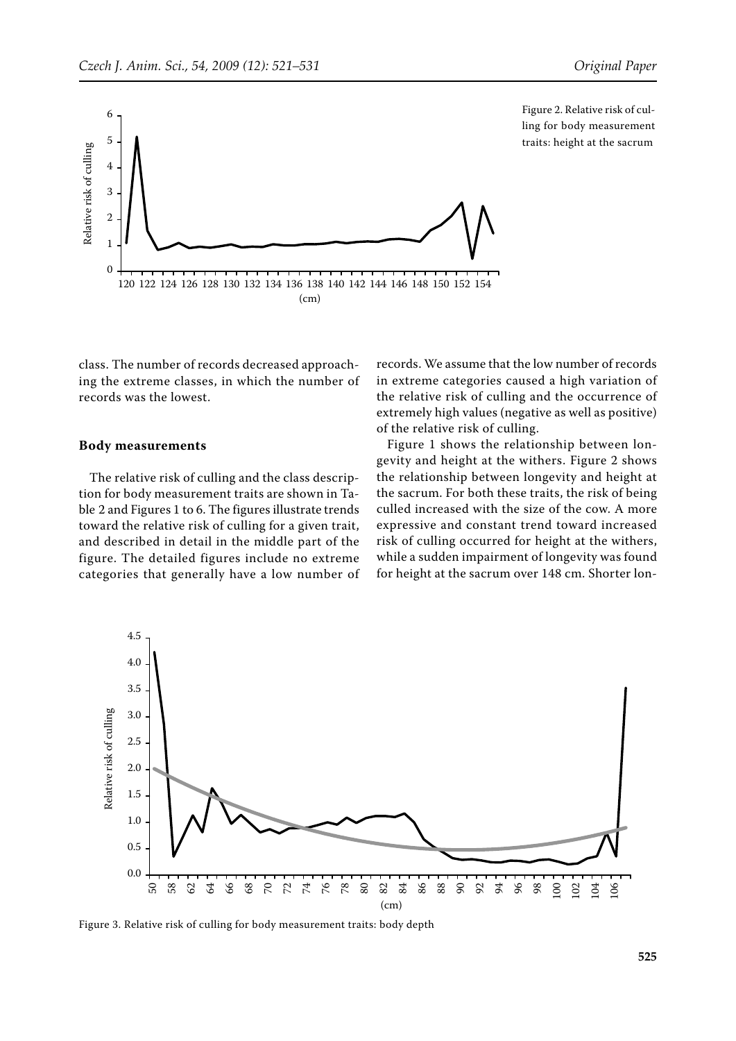Figure 2. Relative risk of culling for body measurement traits: height at the sacrum

class. The number of records decreased approaching the extreme classes, in which the number of records was the lowest.

### Body measurements

The relative risk of culling and the class description for body measurement traits are shown in Table 2 and Figures 1 to 6. The figures illustrate trends toward the relative risk of culling for a given trait, and described in detail in the middle part of the figure. The detailed figures include no extreme categories that generally have a low number of records. We assume that the low number of records in extreme categories caused a high variation of the relative risk of culling and the occurrence of extremely high values (negative as well as positive) of the relative risk of culling.

Figure 1 shows the relationship between longevity and height at the withers. Figure 2 shows the relationship between longevity and height at the sacrum. For both these traits, the risk of being culled increased with the size of the cow. A more expressive and constant trend toward increased risk of culling occurred for height at the withers, while a sudden impairment of longevity was found for height at the sacrum over 148 cm. Shorter lon-

Figure 3. Relative risk of culling for body measurement traits: body depth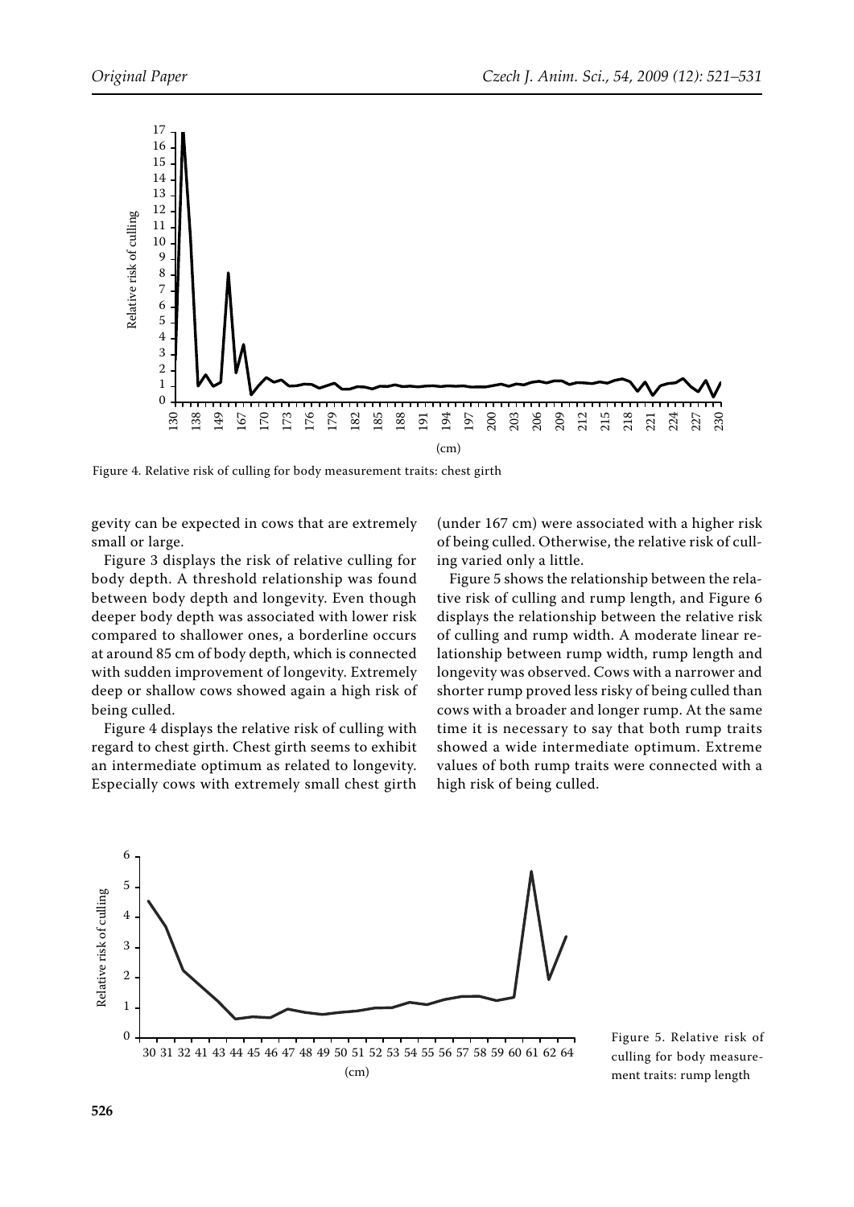Figure 4. Relative risk of culling for body measurement traits: chest girth

gevity can be expected in cows that are extremely small or large.

Figure 3 displays the risk of relative culling for body depth. A threshold relationship was found between body depth and longevity. Even though deeper body depth was associated with lower risk compared to shallower ones, a borderline occurs at around 85 cm of body depth, which is connected with sudden improvement of longevity. Extremely deep or shallow cows showed again a high risk of being culled.

Figure 4 displays the relative risk of culling with regard to chest girth. Chest girth seems to exhibit an intermediate optimum as related to longevity. Especially cows with extremely small chest girth (under 167 cm) were associated with a higher risk of being culled. Otherwise, the relative risk of culling varied only a little.

Figure 5 shows the relationship between the relative risk of culling and rump length, and Figure 6 displays the relationship between the relative risk of culling and rump width. A moderate linear relationship between rump width, rump length and longevity was observed. Cows with a narrower and shorter rump proved less risky of being culled than cows with a broader and longer rump. At the same time it is necessary to say that both rump traits showed a wide intermediate optimum. Extreme values of both rump traits were connected with a high risk of being culled.

Figure 5. Relative risk of culling for body measurement traits: rump length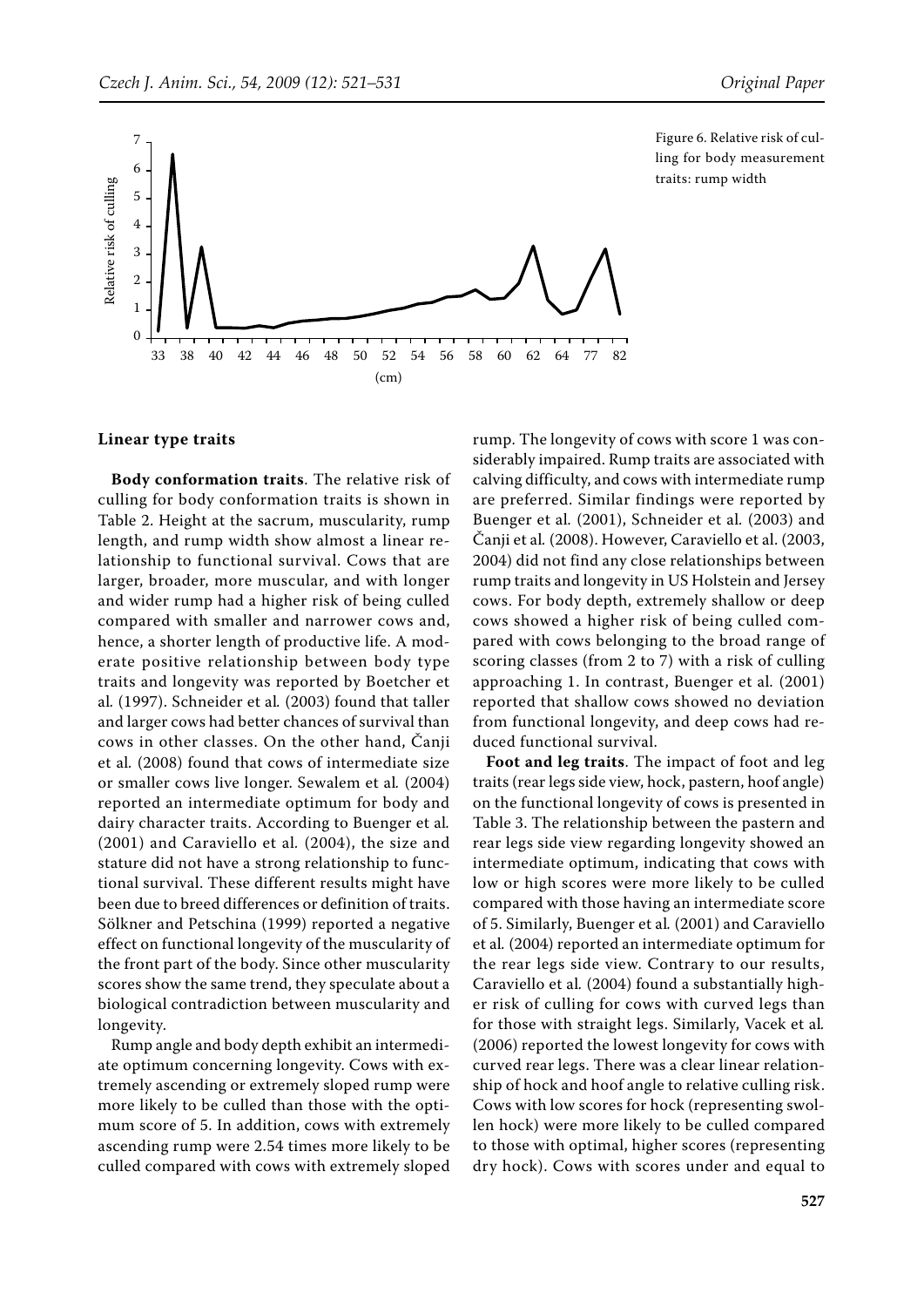Figure 6. Relative risk of culling for body measurement traits: rump width

### Linear type traits

**Body conformation traits**. The relative risk of culling for body conformation traits is shown in Table 2. Height at the sacrum, muscularity, rump length, and rump width show almost a linear relationship to functional survival. Cows that are larger, broader, more muscular, and with longer and wider rump had a higher risk of being culled compared with smaller and narrower cows and, hence, a shorter length of productive life. A moderate positive relationship between body type traits and longevity was reported by Boetcher et al*.* (1997). Schneider et al*.* (2003) found that taller and larger cows had better chances of survival than cows in other classes. On the other hand, Čanji et al*.* (2008) found that cows of intermediate size or smaller cows live longer. Sewalem et al*.* (2004) reported an intermediate optimum for body and dairy character traits. According to Buenger et al*.* (2001) and Caraviello et al. (2004), the size and stature did not have a strong relationship to functional survival. These different results might have been due to breed differences or definition of traits. Sölkner and Petschina (1999) reported a negative effect on functional longevity of the muscularity of the front part of the body. Since other muscularity scores show the same trend, they speculate about a biological contradiction between muscularity and longevity.

Rump angle and body depth exhibit an intermediate optimum concerning longevity. Cows with extremely ascending or extremely sloped rump were more likely to be culled than those with the optimum score of 5. In addition, cows with extremely ascending rump were 2.54 times more likely to be culled compared with cows with extremely sloped rump. The longevity of cows with score 1 was considerably impaired. Rump traits are associated with calving difficulty, and cows with intermediate rump are preferred. Similar findings were reported by Buenger et al*.* (2001), Schneider et al*.* (2003) and Čanji et al*.* (2008). However, Caraviello et al. (2003, 2004) did not find any close relationships between rump traits and longevity in US Holstein and Jersey cows. For body depth, extremely shallow or deep cows showed a higher risk of being culled compared with cows belonging to the broad range of scoring classes (from 2 to 7) with a risk of culling approaching 1. In contrast, Buenger et al*.* (2001) reported that shallow cows showed no deviation from functional longevity, and deep cows had reduced functional survival.

**Foot and leg traits**. The impact of foot and leg traits (rear legs side view, hock, pastern, hoof angle) on the functional longevity of cows is presented in Table 3. The relationship between the pastern and rear legs side view regarding longevity showed an intermediate optimum, indicating that cows with low or high scores were more likely to be culled compared with those having an intermediate score of 5. Similarly, Buenger et al*.* (2001) and Caraviello et al*.* (2004) reported an intermediate optimum for the rear legs side view. Contrary to our results, Caraviello et al*.* (2004) found a substantially higher risk of culling for cows with curved legs than for those with straight legs. Similarly, Vacek et al*.* (2006) reported the lowest longevity for cows with curved rear legs. There was a clear linear relationship of hock and hoof angle to relative culling risk. Cows with low scores for hock (representing swollen hock) were more likely to be culled compared to those with optimal, higher scores (representing dry hock). Cows with scores under and equal to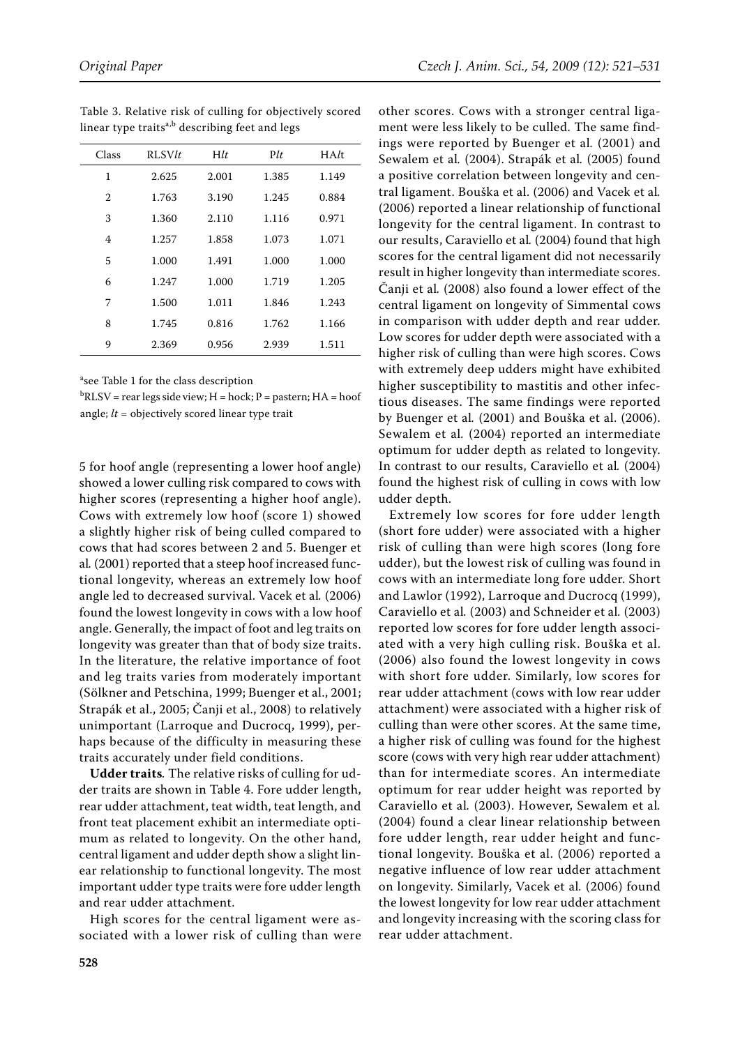Table 3. Relative risk of culling for objectively scored linear type traits[a,b] describing feet and legs

| Class | RLSV*lt* | H*lt* | P*lt* | HA*lt* |
|---|---|---|---|---|
| 1 | 2.625 | 2.001 | 1.385 | 1.149 |
| 2 | 1.763 | 3.190 | 1.245 | 0.884 |
| 3 | 1.360 | 2.110 | 1.116 | 0.971 |
| 4 | 1.257 | 1.858 | 1.073 | 1.071 |
| 5 | 1.000 | 1.491 | 1.000 | 1.000 |
| 6 | 1.247 | 1.000 | 1.719 | 1.205 |
| 7 | 1.500 | 1.011 | 1.846 | 1.243 |
| 8 | 1.745 | 0.816 | 1.762 | 1.166 |
| 9 | 2.369 | 0.956 | 2.939 | 1.511 |

[a]see Table 1 for the class description

[b]RLSV = rear legs side view; H = hock; P = pastern; HA = hoof angle; *lt* = objectively scored linear type trait

5 for hoof angle (representing a lower hoof angle) showed a lower culling risk compared to cows with higher scores (representing a higher hoof angle). Cows with extremely low hoof (score 1) showed a slightly higher risk of being culled compared to cows that had scores between 2 and 5. Buenger et al. (2001) reported that a steep hoof increased functional longevity, whereas an extremely low hoof angle led to decreased survival. Vacek et al. (2006) found the lowest longevity in cows with a low hoof angle. Generally, the impact of foot and leg traits on longevity was greater than that of body size traits. In the literature, the relative importance of foot and leg traits varies from moderately important (Sölkner and Petschina, 1999; Buenger et al., 2001; Strapák et al., 2005; Čanji et al., 2008) to relatively unimportant (Larroque and Ducrocq, 1999), perhaps because of the difficulty in measuring these traits accurately under field conditions.

**Udder traits***.* The relative risks of culling for udder traits are shown in Table 4. Fore udder length, rear udder attachment, teat width, teat length, and front teat placement exhibit an intermediate optimum as related to longevity. On the other hand, central ligament and udder depth show a slight linear relationship to functional longevity. The most important udder type traits were fore udder length and rear udder attachment.

High scores for the central ligament were associated with a lower risk of culling than were other scores. Cows with a stronger central ligament were less likely to be culled. The same findings were reported by Buenger et al. (2001) and Sewalem et al. (2004). Strapák et al. (2005) found a positive correlation between longevity and central ligament. Bouška et al. (2006) and Vacek et al. (2006) reported a linear relationship of functional longevity for the central ligament. In contrast to our results, Caraviello et al. (2004) found that high scores for the central ligament did not necessarily result in higher longevity than intermediate scores. Čanji et al. (2008) also found a lower effect of the central ligament on longevity of Simmental cows in comparison with udder depth and rear udder. Low scores for udder depth were associated with a higher risk of culling than were high scores. Cows with extremely deep udders might have exhibited higher susceptibility to mastitis and other infectious diseases. The same findings were reported by Buenger et al. (2001) and Bouška et al. (2006). Sewalem et al. (2004) reported an intermediate optimum for udder depth as related to longevity. In contrast to our results, Caraviello et al. (2004) found the highest risk of culling in cows with low udder depth.

Extremely low scores for fore udder length (short fore udder) were associated with a higher risk of culling than were high scores (long fore udder), but the lowest risk of culling was found in cows with an intermediate long fore udder. Short and Lawlor (1992), Larroque and Ducrocq (1999), Caraviello et al. (2003) and Schneider et al. (2003) reported low scores for fore udder length associated with a very high culling risk. Bouška et al. (2006) also found the lowest longevity in cows with short fore udder. Similarly, low scores for rear udder attachment (cows with low rear udder attachment) were associated with a higher risk of culling than were other scores. At the same time, a higher risk of culling was found for the highest score (cows with very high rear udder attachment) than for intermediate scores. An intermediate optimum for rear udder height was reported by Caraviello et al. (2003). However, Sewalem et al. (2004) found a clear linear relationship between fore udder length, rear udder height and functional longevity. Bouška et al. (2006) reported a negative influence of low rear udder attachment on longevity. Similarly, Vacek et al. (2006) found the lowest longevity for low rear udder attachment and longevity increasing with the scoring class for rear udder attachment.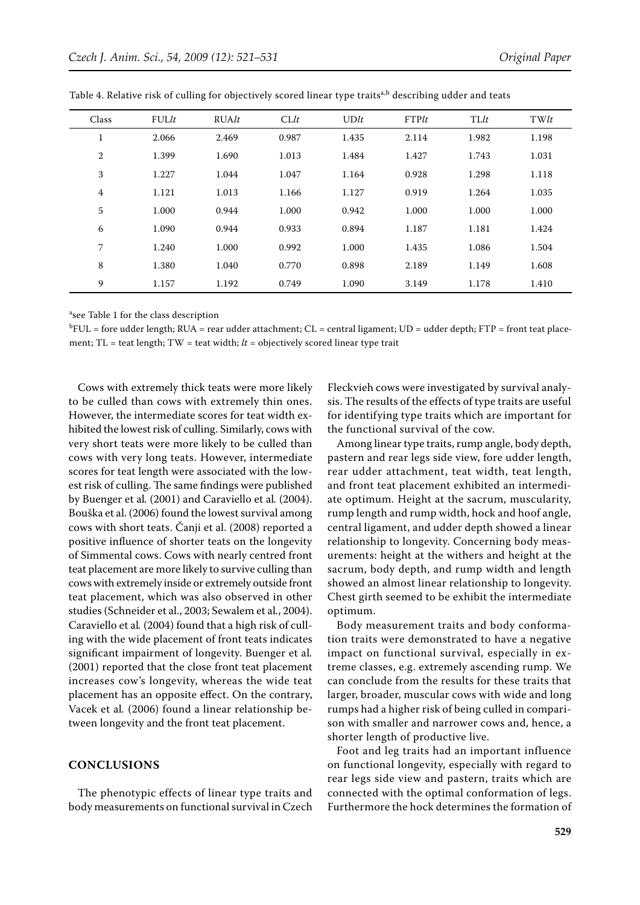Table 4. Relative risk of culling for objectively scored linear type traits[a,b] describing udder and teats

| Class | FUL*lt* | RUA*lt* | CL*lt* | UD*lt* | FTP*lt* | TL*lt* | TW*lt* |
|---|---|---|---|---|---|---|---|
| 1 | 2.066 | 2.469 | 0.987 | 1.435 | 2.114 | 1.982 | 1.198 |
| 2 | 1.399 | 1.690 | 1.013 | 1.484 | 1.427 | 1.743 | 1.031 |
| 3 | 1.227 | 1.044 | 1.047 | 1.164 | 0.928 | 1.298 | 1.118 |
| 4 | 1.121 | 1.013 | 1.166 | 1.127 | 0.919 | 1.264 | 1.035 |
| 5 | 1.000 | 0.944 | 1.000 | 0.942 | 1.000 | 1.000 | 1.000 |
| 6 | 1.090 | 0.944 | 0.933 | 0.894 | 1.187 | 1.181 | 1.424 |
| 7 | 1.240 | 1.000 | 0.992 | 1.000 | 1.435 | 1.086 | 1.504 |
| 8 | 1.380 | 1.040 | 0.770 | 0.898 | 2.189 | 1.149 | 1.608 |
| 9 | 1.157 | 1.192 | 0.749 | 1.090 | 3.149 | 1.178 | 1.410 |

[a]see Table 1 for the class description

[b]FUL = fore udder length; RUA = rear udder attachment; CL = central ligament; UD = udder depth; FTP = front teat placement; TL = teat length; TW = teat width; *lt* = objectively scored linear type trait

Cows with extremely thick teats were more likely to be culled than cows with extremely thin ones. However, the intermediate scores for teat width exhibited the lowest risk of culling. Similarly, cows with very short teats were more likely to be culled than cows with very long teats. However, intermediate scores for teat length were associated with the lowest risk of culling. The same findings were published by Buenger et al. (2001) and Caraviello et al. (2004). Bouška et al. (2006) found the lowest survival among cows with short teats. Čanji et al. (2008) reported a positive influence of shorter teats on the longevity of Simmental cows. Cows with nearly centred front teat placement are more likely to survive culling than cows with extremely inside or extremely outside front teat placement, which was also observed in other studies (Schneider et al., 2003; Sewalem et al., 2004). Caraviello et al. (2004) found that a high risk of culling with the wide placement of front teats indicates significant impairment of longevity. Buenger et al. (2001) reported that the close front teat placement increases cow's longevity, whereas the wide teat placement has an opposite effect. On the contrary, Vacek et al. (2006) found a linear relationship between longevity and the front teat placement.

## CONCLUSIONS

The phenotypic effects of linear type traits and body measurements on functional survival in Czech Fleckvieh cows were investigated by survival analysis. The results of the effects of type traits are useful for identifying type traits which are important for the functional survival of the cow.

Among linear type traits, rump angle, body depth, pastern and rear legs side view, fore udder length, rear udder attachment, teat width, teat length, and front teat placement exhibited an intermediate optimum. Height at the sacrum, muscularity, rump length and rump width, hock and hoof angle, central ligament, and udder depth showed a linear relationship to longevity. Concerning body measurements: height at the withers and height at the sacrum, body depth, and rump width and length showed an almost linear relationship to longevity. Chest girth seemed to be exhibit the intermediate optimum.

Body measurement traits and body conformation traits were demonstrated to have a negative impact on functional survival, especially in extreme classes, e.g. extremely ascending rump. We can conclude from the results for these traits that larger, broader, muscular cows with wide and long rumps had a higher risk of being culled in comparison with smaller and narrower cows and, hence, a shorter length of productive live.

Foot and leg traits had an important influence on functional longevity, especially with regard to rear legs side view and pastern, traits which are connected with the optimal conformation of legs. Furthermore the hock determines the formation of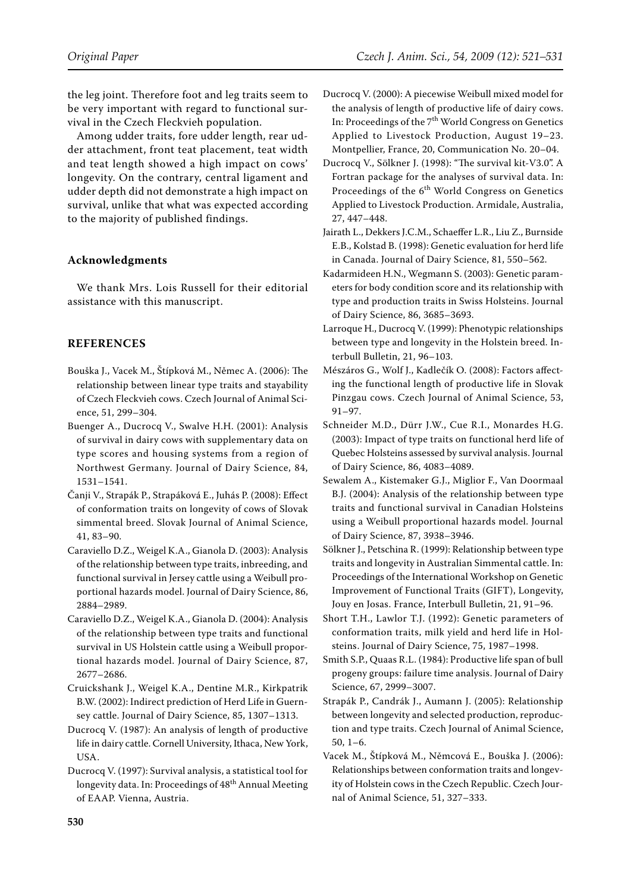the leg joint. Therefore foot and leg traits seem to be very important with regard to functional survival in the Czech Fleckvieh population.

Among udder traits, fore udder length, rear udder attachment, front teat placement, teat width and teat length showed a high impact on cows' longevity. On the contrary, central ligament and udder depth did not demonstrate a high impact on survival, unlike that what was expected according to the majority of published findings.

## Acknowledgments

We thank Mrs. Lois Russell for their editorial assistance with this manuscript.

## REFERENCES

Bouška J., Vacek M., Štípková M., Němec A. (2006): The relationship between linear type traits and stayability of Czech Fleckvieh cows. Czech Journal of Animal Science, 51, 299–304.

Buenger A., Ducrocq V., Swalve H.H. (2001): Analysis of survival in dairy cows with supplementary data on type scores and housing systems from a region of Northwest Germany. Journal of Dairy Science, 84, 1531–1541.

Čanji V., Strapák P., Strapáková E., Juhás P. (2008): Effect of conformation traits on longevity of cows of Slovak simmental breed. Slovak Journal of Animal Science, 41, 83–90.

Caraviello D.Z., Weigel K.A., Gianola D. (2003): Analysis of the relationship between type traits, inbreeding, and functional survival in Jersey cattle using a Weibull proportional hazards model. Journal of Dairy Science, 86, 2884–2989.

Caraviello D.Z., Weigel K.A., Gianola D. (2004): Analysis of the relationship between type traits and functional survival in US Holstein cattle using a Weibull proportional hazards model. Journal of Dairy Science, 87, 2677–2686.

Cruickshank J., Weigel K.A., Dentine M.R., Kirkpatrik B.W. (2002): Indirect prediction of Herd Life in Guernsey cattle. Journal of Dairy Science, 85, 1307–1313.

Ducrocq V. (1987): An analysis of length of productive life in dairy cattle. Cornell University, Ithaca, New York, USA.

Ducrocq V. (1997): Survival analysis, a statistical tool for longevity data. In: Proceedings of 48th Annual Meeting of EAAP. Vienna, Austria.

Ducrocq V. (2000): A piecewise Weibull mixed model for the analysis of length of productive life of dairy cows. In: Proceedings of the 7th World Congress on Genetics Applied to Livestock Production, August 19–23. Montpellier, France, 20, Communication No. 20–04.

Ducrocq V., Sölkner J. (1998): "The survival kit-V3.0". A Fortran package for the analyses of survival data. In: Proceedings of the 6th World Congress on Genetics Applied to Livestock Production. Armidale, Australia, 27, 447–448.

Jairath L., Dekkers J.C.M., Schaeffer L.R., Liu Z., Burnside E.B., Kolstad B. (1998): Genetic evaluation for herd life in Canada. Journal of Dairy Science, 81, 550–562.

Kadarmideen H.N., Wegmann S. (2003): Genetic parameters for body condition score and its relationship with type and production traits in Swiss Holsteins. Journal of Dairy Science, 86, 3685–3693.

Larroque H., Ducrocq V. (1999): Phenotypic relationships between type and longevity in the Holstein breed. Interbull Bulletin, 21, 96–103.

Mészáros G., Wolf J., Kadlečík O. (2008): Factors affecting the functional length of productive life in Slovak Pinzgau cows. Czech Journal of Animal Science, 53, 91–97.

Schneider M.D., Dürr J.W., Cue R.I., Monardes H.G. (2003): Impact of type traits on functional herd life of Quebec Holsteins assessed by survival analysis. Journal of Dairy Science, 86, 4083–4089.

Sewalem A., Kistemaker G.J., Miglior F., Van Doormaal B.J. (2004): Analysis of the relationship between type traits and functional survival in Canadian Holsteins using a Weibull proportional hazards model. Journal of Dairy Science, 87, 3938–3946.

Sölkner J., Petschina R. (1999): Relationship between type traits and longevity in Australian Simmental cattle. In: Proceedings of the International Workshop on Genetic Improvement of Functional Traits (GIFT), Longevity, Jouy en Josas. France, Interbull Bulletin, 21, 91–96.

Short T.H., Lawlor T.J. (1992): Genetic parameters of conformation traits, milk yield and herd life in Holsteins. Journal of Dairy Science, 75, 1987–1998.

Smith S.P., Quaas R.L. (1984): Productive life span of bull progeny groups: failure time analysis. Journal of Dairy Science, 67, 2999–3007.

Strapák P., Candrák J., Aumann J. (2005): Relationship between longevity and selected production, reproduction and type traits. Czech Journal of Animal Science, 50, 1–6.

Vacek M., Štípková M., Němcová E., Bouška J. (2006): Relationships between conformation traits and longevity of Holstein cows in the Czech Republic. Czech Journal of Animal Science, 51, 327–333.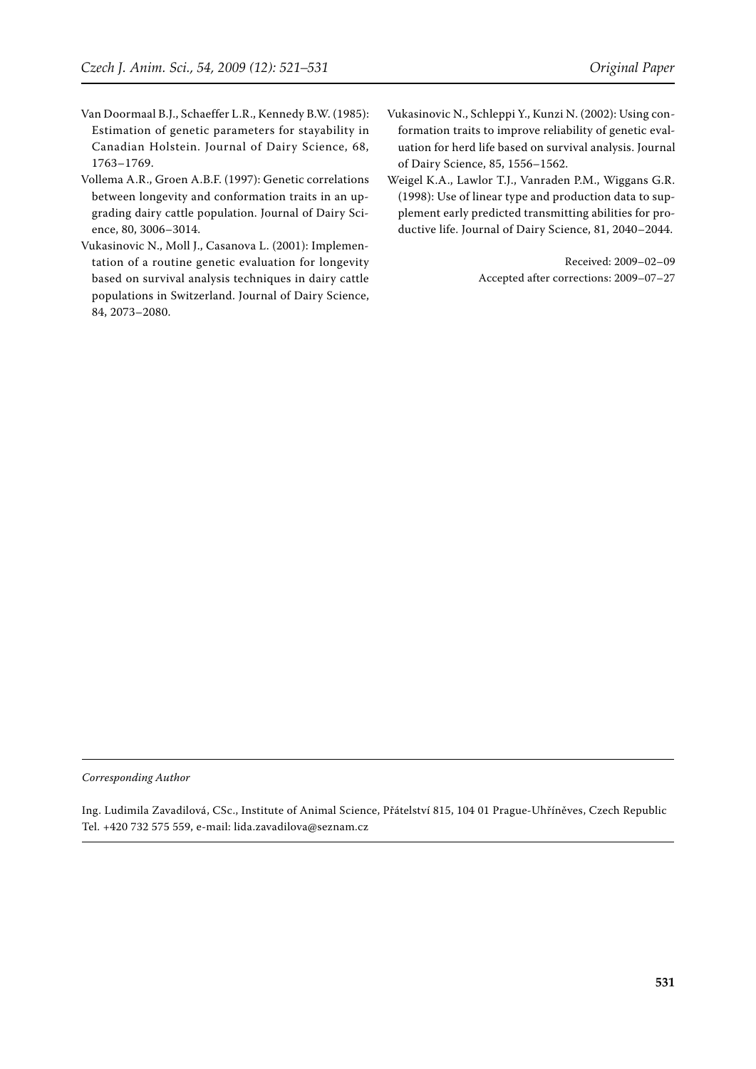Van Doormaal B.J., Schaeffer L.R., Kennedy B.W. (1985): Estimation of genetic parameters for stayability in Canadian Holstein. Journal of Dairy Science, 68, 1763–1769.

Vollema A.R., Groen A.B.F. (1997): Genetic correlations between longevity and conformation traits in an upgrading dairy cattle population. Journal of Dairy Science, 80, 3006–3014.

Vukasinovic N., Moll J., Casanova L. (2001): Implementation of a routine genetic evaluation for longevity based on survival analysis techniques in dairy cattle populations in Switzerland. Journal of Dairy Science, 84, 2073–2080.

Vukasinovic N., Schleppi Y., Kunzi N. (2002): Using conformation traits to improve reliability of genetic evaluation for herd life based on survival analysis. Journal of Dairy Science, 85, 1556–1562.

Weigel K.A., Lawlor T.J., Vanraden P.M., Wiggans G.R. (1998): Use of linear type and production data to supplement early predicted transmitting abilities for productive life. Journal of Dairy Science, 81, 2040–2044.

Received: 2009–02–09
Accepted after corrections: 2009–07–27

*Corresponding Author*

Ing. Ludimila Zavadilová, CSc., Institute of Animal Science, Přátelství 815, 104 01 Prague-Uhříněves, Czech Republic
Tel. +420 732 575 559, e-mail: lida.zavadilova@seznam.cz